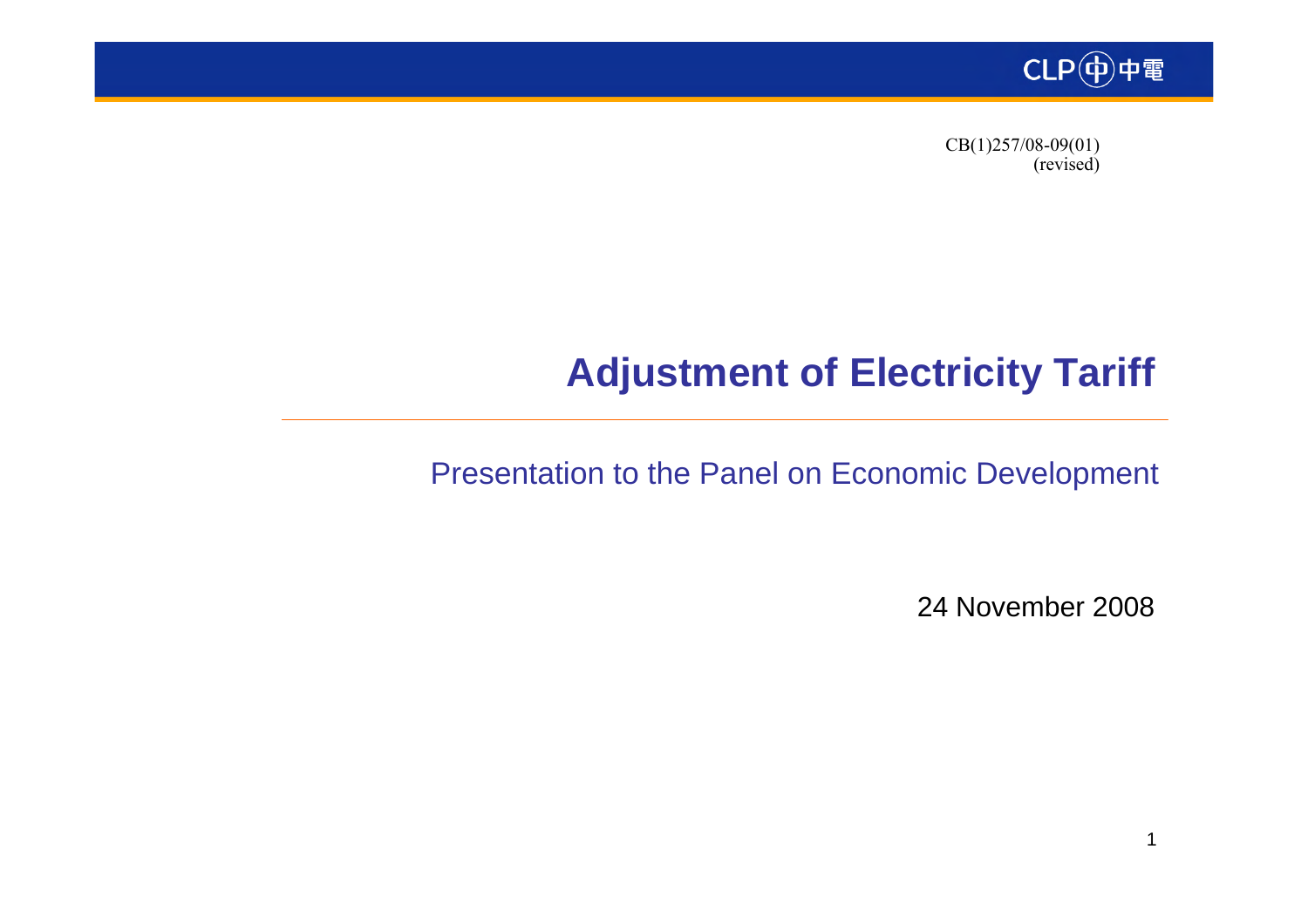CLP 中電

CB(1)257/08-09(01)
(revised)

# Adjustment of Electricity Tariff

Presentation to the Panel on Economic Development

24 November 2008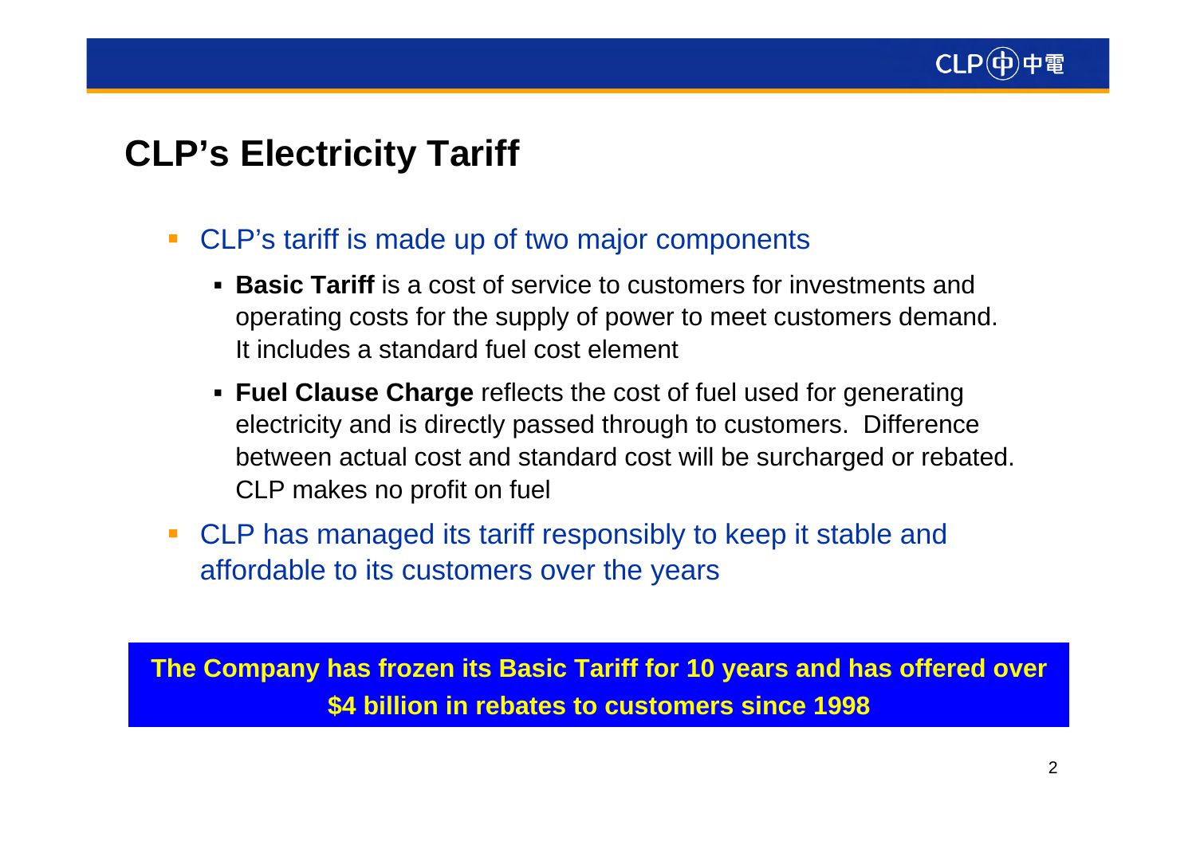# CLP's Electricity Tariff

- CLP's tariff is made up of two major components
  - **Basic Tariff** is a cost of service to customers for investments and operating costs for the supply of power to meet customers demand. It includes a standard fuel cost element
  - **Fuel Clause Charge** reflects the cost of fuel used for generating electricity and is directly passed through to customers. Difference between actual cost and standard cost will be surcharged or rebated. CLP makes no profit on fuel
- CLP has managed its tariff responsibly to keep it stable and affordable to its customers over the years

**The Company has frozen its Basic Tariff for 10 years and has offered over $4 billion in rebates to customers since 1998**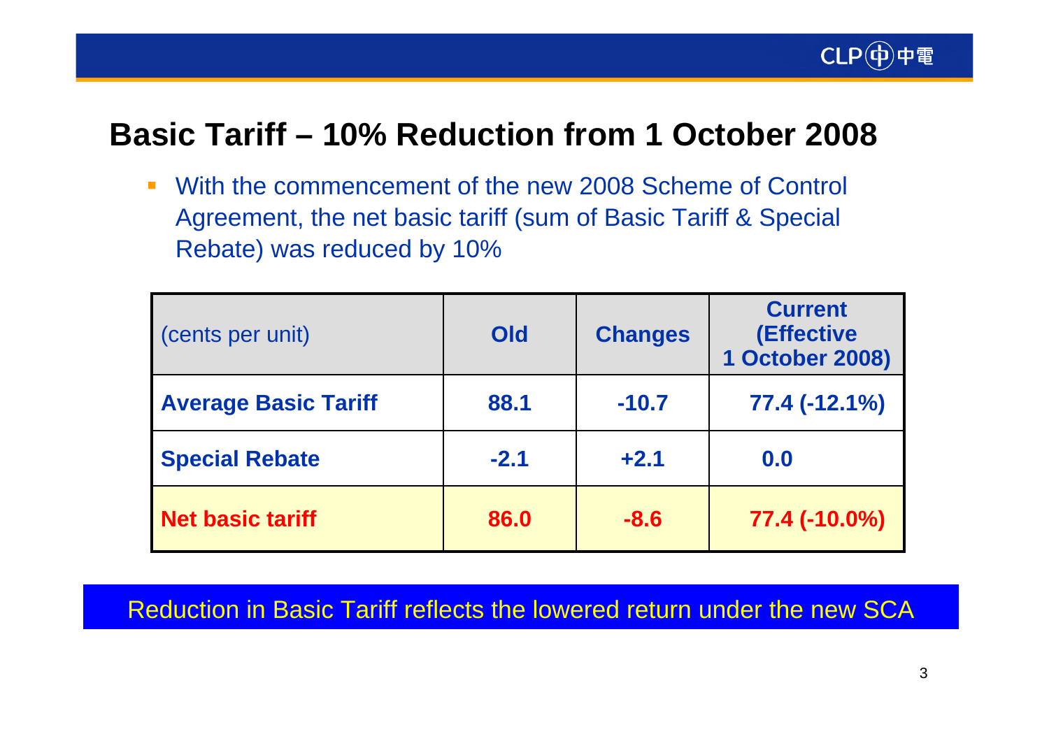# Basic Tariff – 10% Reduction from 1 October 2008

- With the commencement of the new 2008 Scheme of Control Agreement, the net basic tariff (sum of Basic Tariff & Special Rebate) was reduced by 10%

| (cents per unit) | Old | Changes | Current (Effective 1 October 2008) |
|---|---|---|---|
| **Average Basic Tariff** | **88.1** | **-10.7** | **77.4 (-12.1%)** |
| **Special Rebate** | **-2.1** | **+2.1** | **0.0** |
| **Net basic tariff** | **86.0** | **-8.6** | **77.4 (-10.0%)** |

Reduction in Basic Tariff reflects the lowered return under the new SCA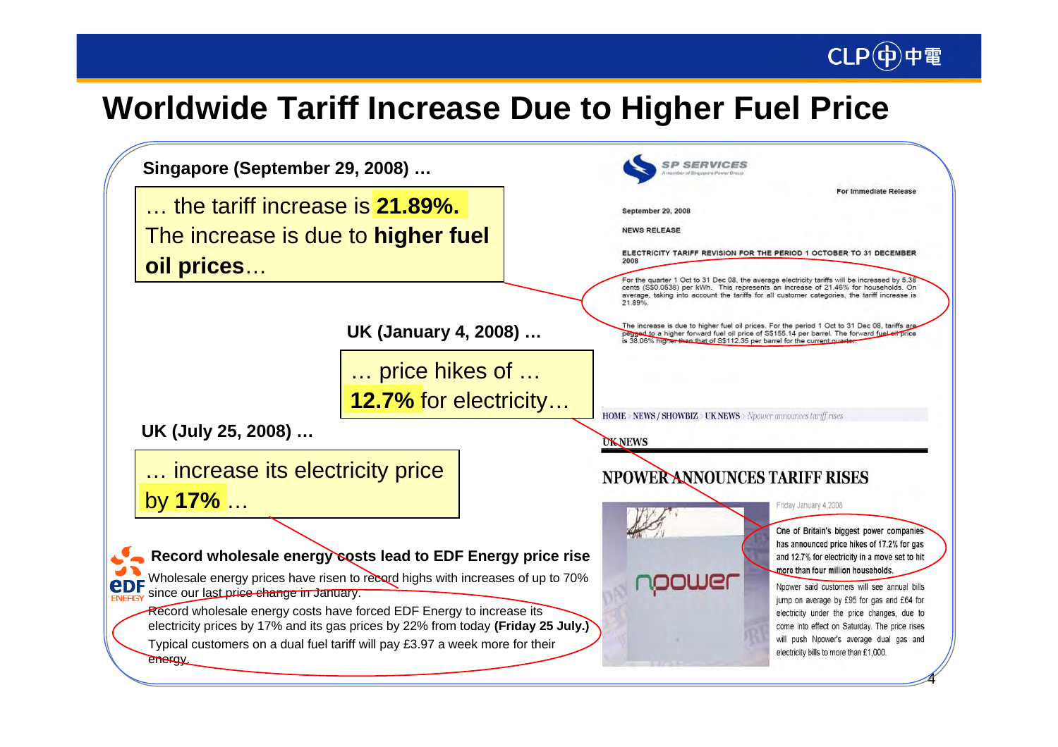# Worldwide Tariff Increase Due to Higher Fuel Price

**Singapore (September 29, 2008) …**

… the tariff increase is **21.89%.** The increase is due to **higher fuel oil prices**…

SP SERVICES

For Immediate Release

September 29, 2008

NEWS RELEASE

ELECTRICITY TARIFF REVISION FOR THE PERIOD 1 OCTOBER TO 31 DECEMBER 2008

For the quarter 1 Oct to 31 Dec 08, the average electricity tariffs will be increased by 5.38 cents (S$0.0538) per kWh. This represents an increase of 21.46% for households. On average, taking into account the tariffs for all customer categories, the tariff increase is 21.89%.

The increase is due to higher fuel oil prices. For the period 1 Oct to 31 Dec 08, tariffs are pegged to a higher forward fuel oil price of S$155.14 per barrel. The forward fuel oil price is 38.06% higher than that of S$112.35 per barrel for the current quarter.

**UK (January 4, 2008) …**

… price hikes of … **12.7%** for electricity…

HOME > NEWS / SHOWBIZ > UK NEWS > Npower announces tariff rises

UK NEWS

## NPOWER ANNOUNCES TARIFF RISES

Friday January 4, 2008

One of Britain's biggest power companies has announced price hikes of 17.2% for gas and 12.7% for electricity in a move set to hit more than four million households.

Npower said customers will see annual bills jump on average by £95 for gas and £64 for electricity under the price changes, due to come into effect on Saturday. The price rises will push Npower's average dual gas and electricity bills to more than £1,000.

**UK (July 25, 2008) …**

… increase its electricity price by **17%** …

**Record wholesale energy costs lead to EDF Energy price rise**

Wholesale energy prices have risen to record highs with increases of up to 70% since our last price change in January.

Record wholesale energy costs have forced EDF Energy to increase its electricity prices by 17% and its gas prices by 22% from today **(Friday 25 July.)**

Typical customers on a dual fuel tariff will pay £3.97 a week more for their energy.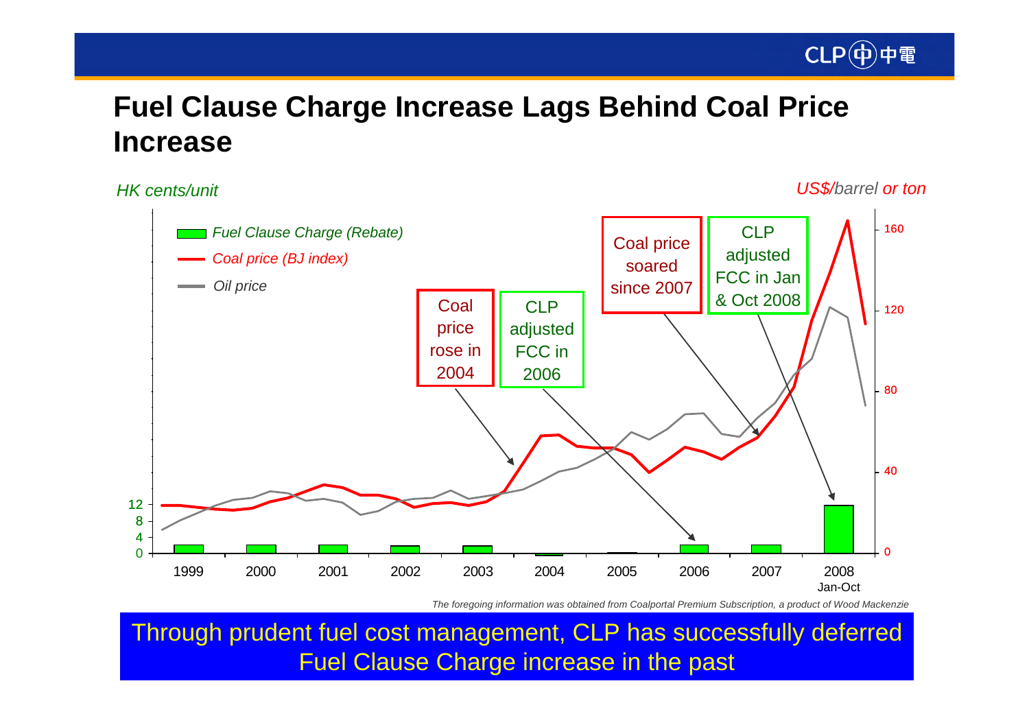# Fuel Clause Charge Increase Lags Behind Coal Price Increase

*HK cents/unit*

*US$/barrel or ton*

- *Fuel Clause Charge (Rebate)*
- *Coal price (BJ index)*
- *Oil price*

Coal price rose in 2004

CLP adjusted FCC in 2006

Coal price soared since 2007

CLP adjusted FCC in Jan & Oct 2008

1999 | 2000 | 2001 | 2002 | 2003 | 2004 | 2005 | 2006 | 2007 | 2008 Jan-Oct

*The foregoing information was obtained from Coalportal Premium Subscription, a product of Wood Mackenzie*

Through prudent fuel cost management, CLP has successfully deferred Fuel Clause Charge increase in the past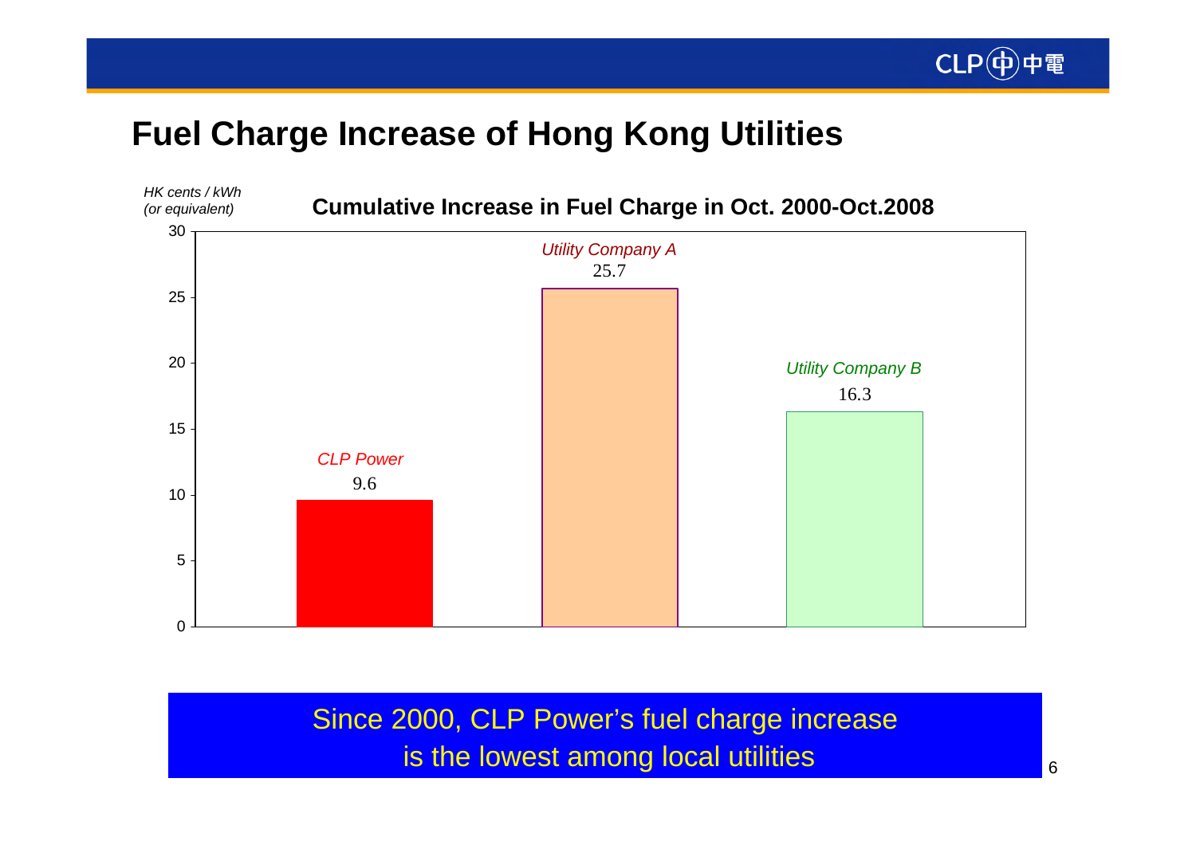# Fuel Charge Increase of Hong Kong Utilities

**Cumulative Increase in Fuel Charge in Oct. 2000-Oct.2008**

*HK cents / kWh (or equivalent)*

| Utility | Cumulative Increase |
| --- | --- |
| *CLP Power* | 9.6 |
| *Utility Company A* | 25.7 |
| *Utility Company B* | 16.3 |

Since 2000, CLP Power's fuel charge increase is the lowest among local utilities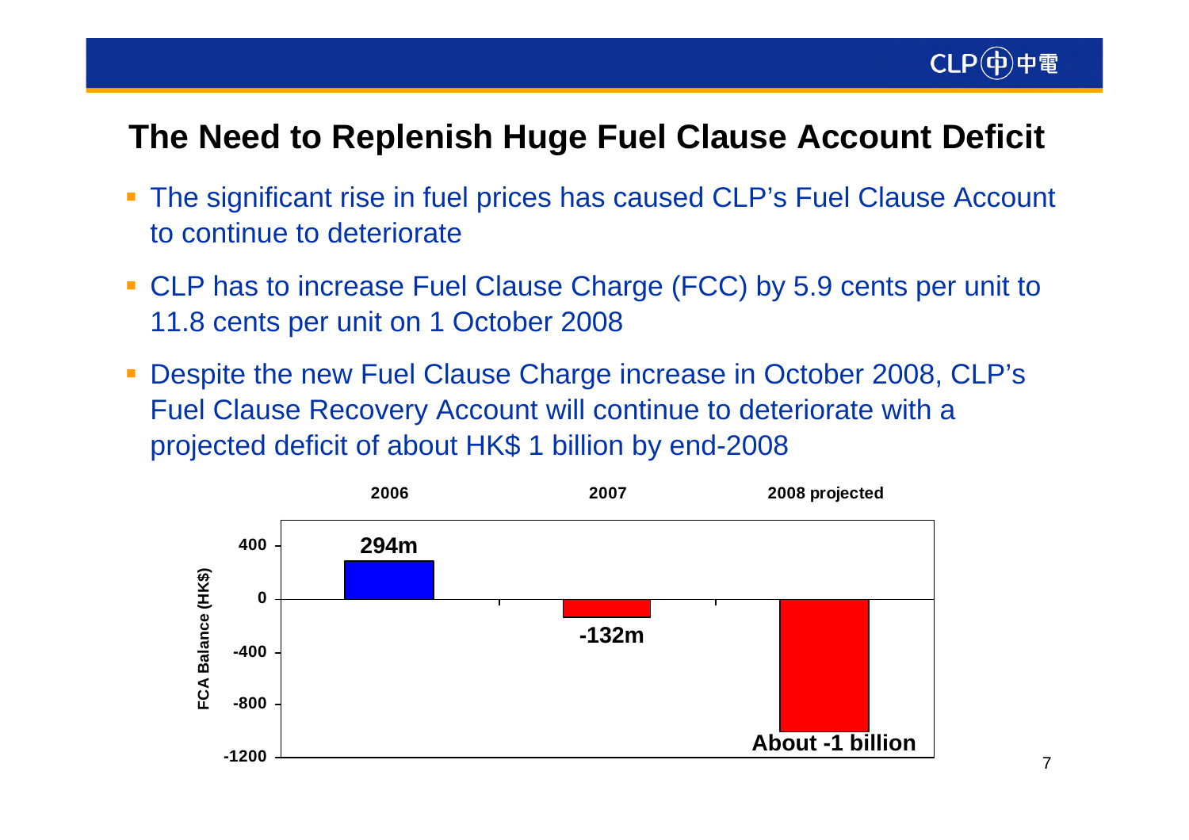# The Need to Replenish Huge Fuel Clause Account Deficit

- The significant rise in fuel prices has caused CLP's Fuel Clause Account to continue to deteriorate
- CLP has to increase Fuel Clause Charge (FCC) by 5.9 cents per unit to 11.8 cents per unit on 1 October 2008
- Despite the new Fuel Clause Charge increase in October 2008, CLP's Fuel Clause Recovery Account will continue to deteriorate with a projected deficit of about HK$ 1 billion by end-2008

| | 2006 | 2007 | 2008 projected |
|---|---|---|---|
| FCA Balance (HK$) | 294m | -132m | About -1 billion |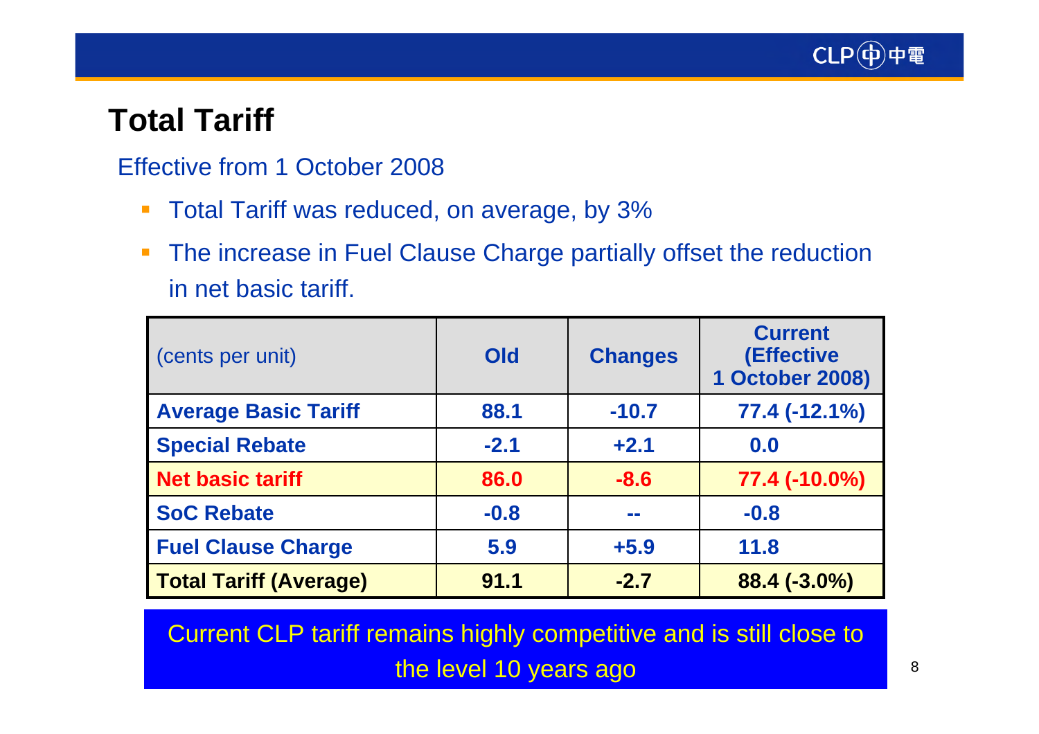# Total Tariff

Effective from 1 October 2008

- Total Tariff was reduced, on average, by 3%
- The increase in Fuel Clause Charge partially offset the reduction in net basic tariff.

| (cents per unit) | Old | Changes | Current (Effective 1 October 2008) |
|---|---|---|---|
| **Average Basic Tariff** | **88.1** | **-10.7** | **77.4 (-12.1%)** |
| **Special Rebate** | **-2.1** | **+2.1** | **0.0** |
| **Net basic tariff** | **86.0** | **-8.6** | **77.4 (-10.0%)** |
| **SoC Rebate** | **-0.8** | **--** | **-0.8** |
| **Fuel Clause Charge** | **5.9** | **+5.9** | **11.8** |
| **Total Tariff (Average)** | **91.1** | **-2.7** | **88.4 (-3.0%)** |

Current CLP tariff remains highly competitive and is still close to the level 10 years ago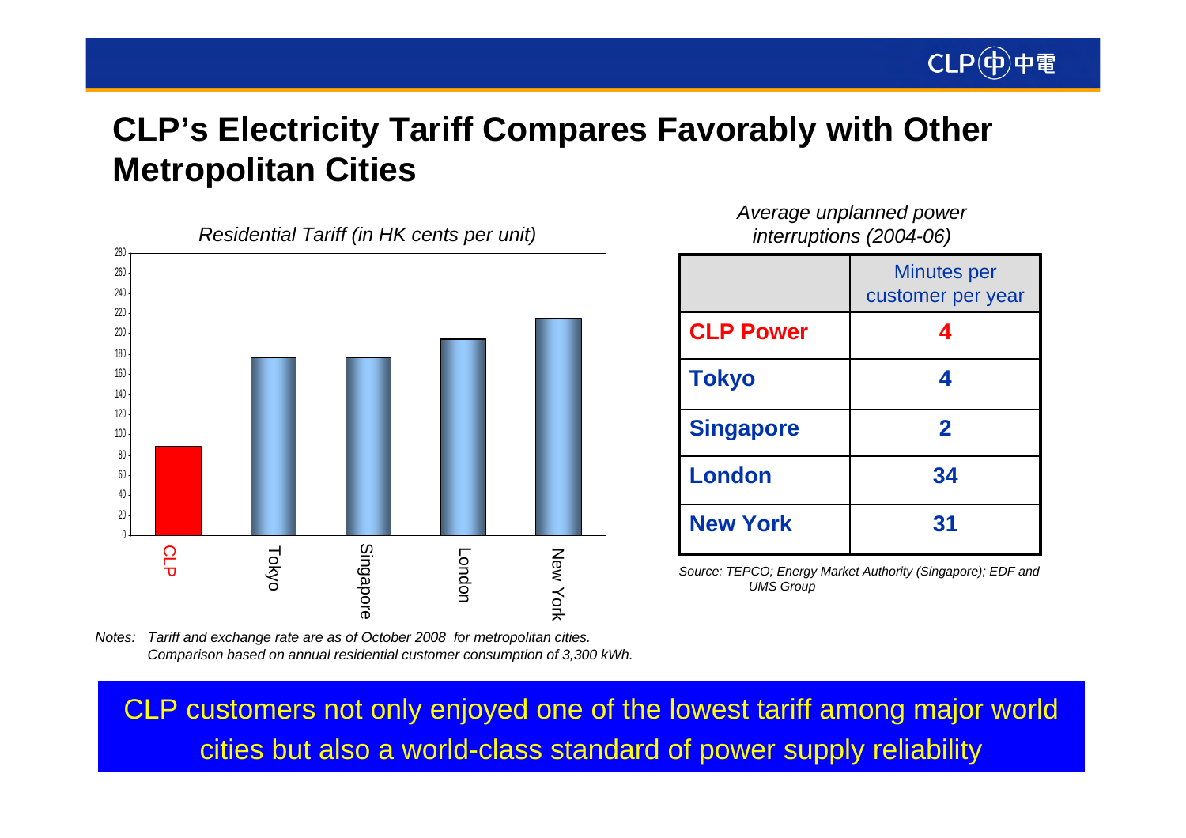# CLP's Electricity Tariff Compares Favorably with Other Metropolitan Cities

*Residential Tariff (in HK cents per unit)*

| City | Residential Tariff (HK cents per unit, approx.) |
|---|---|
| CLP | 88 |
| Tokyo | 176 |
| Singapore | 176 |
| London | 194 |
| New York | 215 |

*Notes: Tariff and exchange rate are as of October 2008 for metropolitan cities. Comparison based on annual residential customer consumption of 3,300 kWh.*

*Average unplanned power interruptions (2004-06)*

| | Minutes per customer per year |
|---|---|
| **CLP Power** | **4** |
| **Tokyo** | **4** |
| **Singapore** | **2** |
| **London** | **34** |
| **New York** | **31** |

*Source: TEPCO; Energy Market Authority (Singapore); EDF and UMS Group*

CLP customers not only enjoyed one of the lowest tariff among major world cities but also a world-class standard of power supply reliability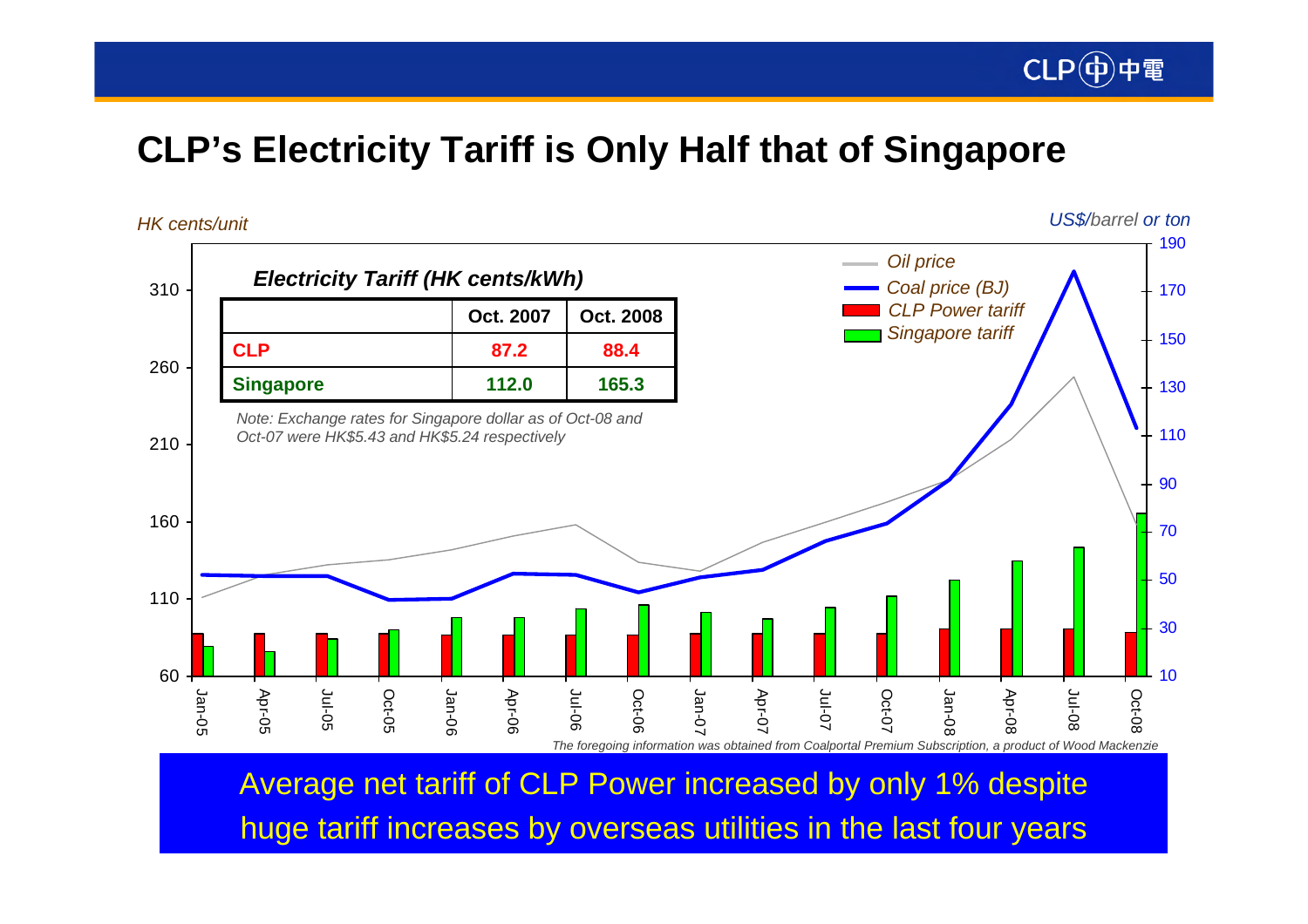# CLP's Electricity Tariff is Only Half that of Singapore

HK cents/unit

US$/barrel or ton

***Electricity Tariff (HK cents/kWh)***

| | Oct. 2007 | Oct. 2008 |
|---|---|---|
| **CLP** | **87.2** | **88.4** |
| **Singapore** | **112.0** | **165.3** |

*Note: Exchange rates for Singapore dollar as of Oct-08 and Oct-07 were HK$5.43 and HK$5.24 respectively*

*Oil price*
*Coal price (BJ)*
*CLP Power tariff*
*Singapore tariff*

Jan-05, Apr-05, Jul-05, Oct-05, Jan-06, Apr-06, Jul-06, Oct-06, Jan-07, Apr-07, Jul-07, Oct-07, Jan-08, Apr-08, Jul-08, Oct-08

*The foregoing information was obtained from Coalportal Premium Subscription, a product of Wood Mackenzie*

Average net tariff of CLP Power increased by only 1% despite huge tariff increases by overseas utilities in the last four years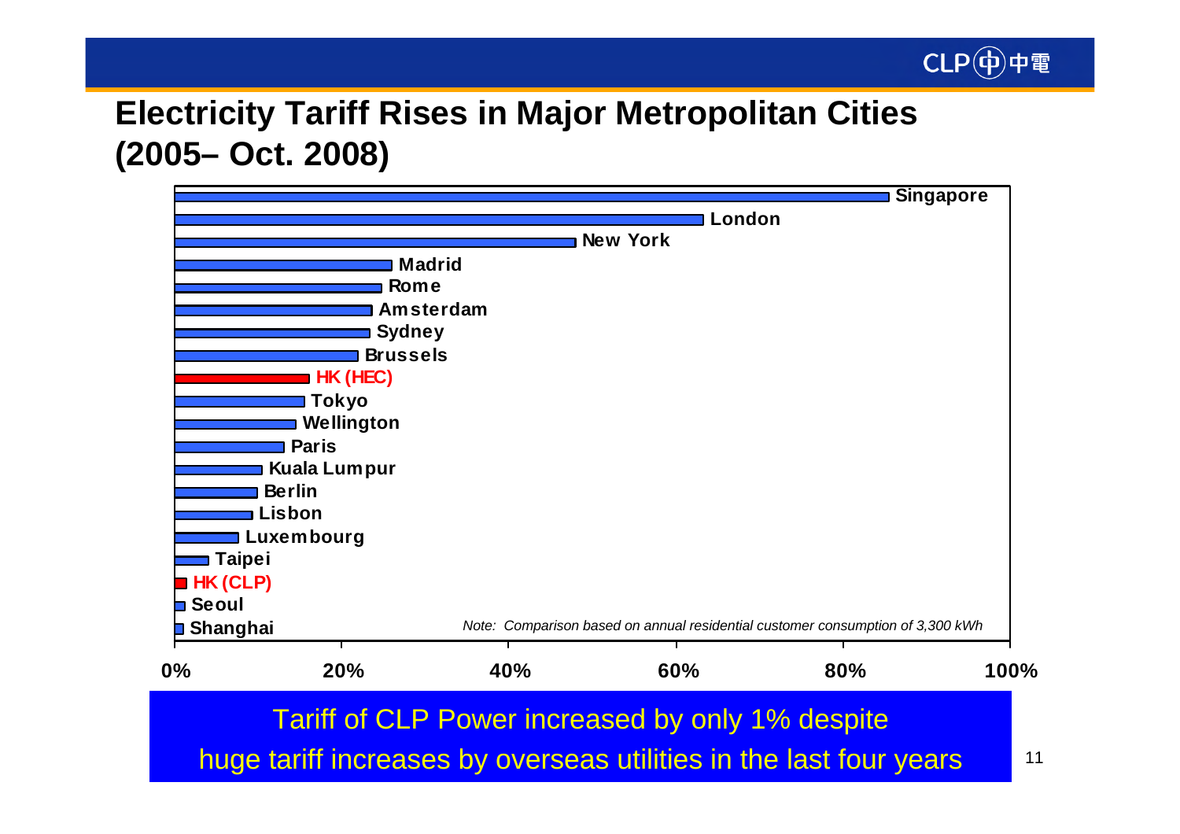# Electricity Tariff Rises in Major Metropolitan Cities (2005– Oct. 2008)

Singapore
London
New York
Madrid
Rome
Amsterdam
Sydney
Brussels
HK (HEC)
Tokyo
Wellington
Paris
Kuala Lumpur
Berlin
Lisbon
Luxembourg
Taipei
HK (CLP)
Seoul
Shanghai

*Note: Comparison based on annual residential customer consumption of 3,300 kWh*

0% 20% 40% 60% 80% 100%

Tariff of CLP Power increased by only 1% despite huge tariff increases by overseas utilities in the last four years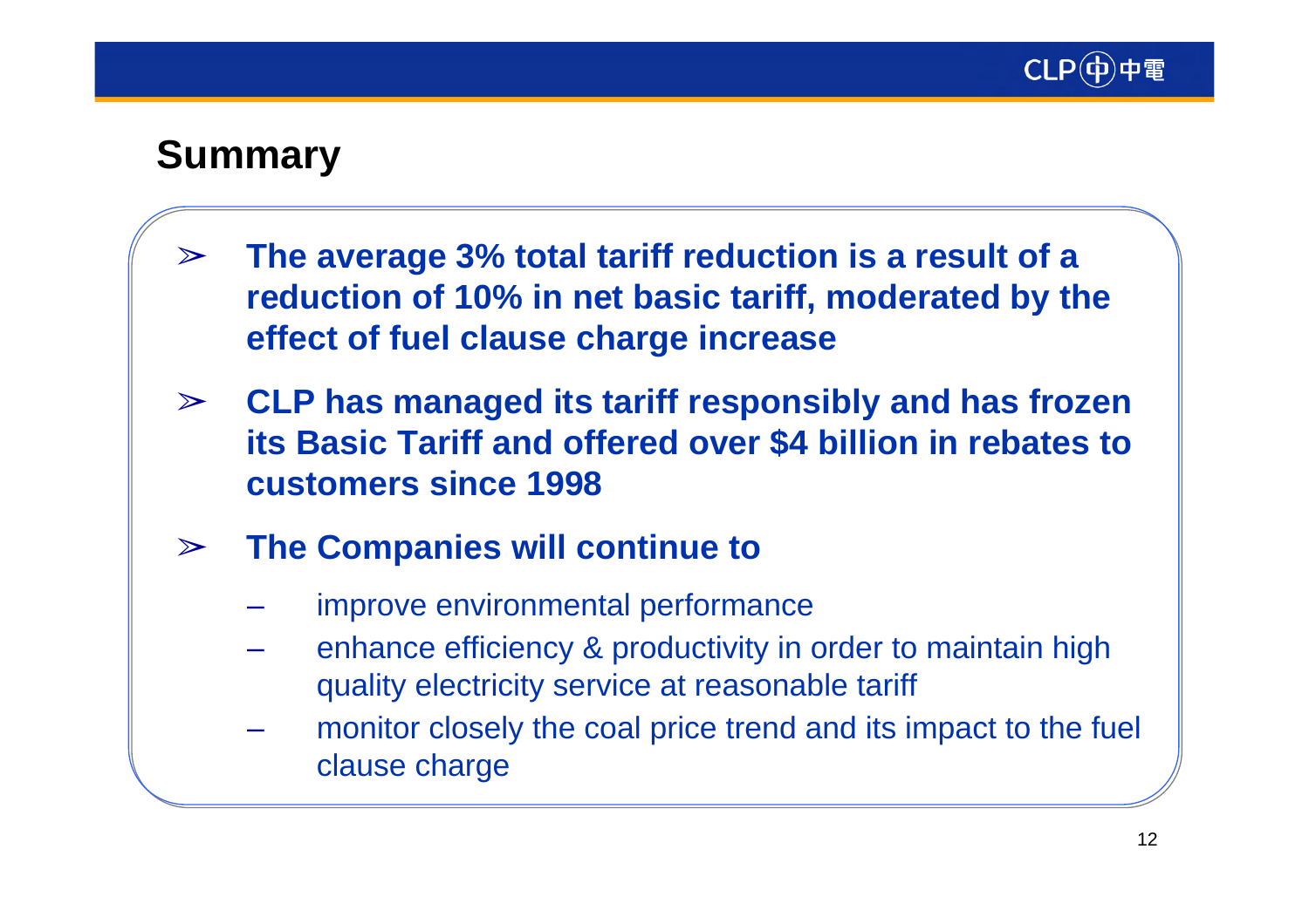# Summary

- **The average 3% total tariff reduction is a result of a reduction of 10% in net basic tariff, moderated by the effect of fuel clause charge increase**
- **CLP has managed its tariff responsibly and has frozen its Basic Tariff and offered over $4 billion in rebates to customers since 1998**
- **The Companies will continue to**
  - improve environmental performance
  - enhance efficiency & productivity in order to maintain high quality electricity service at reasonable tariff
  - monitor closely the coal price trend and its impact to the fuel clause charge